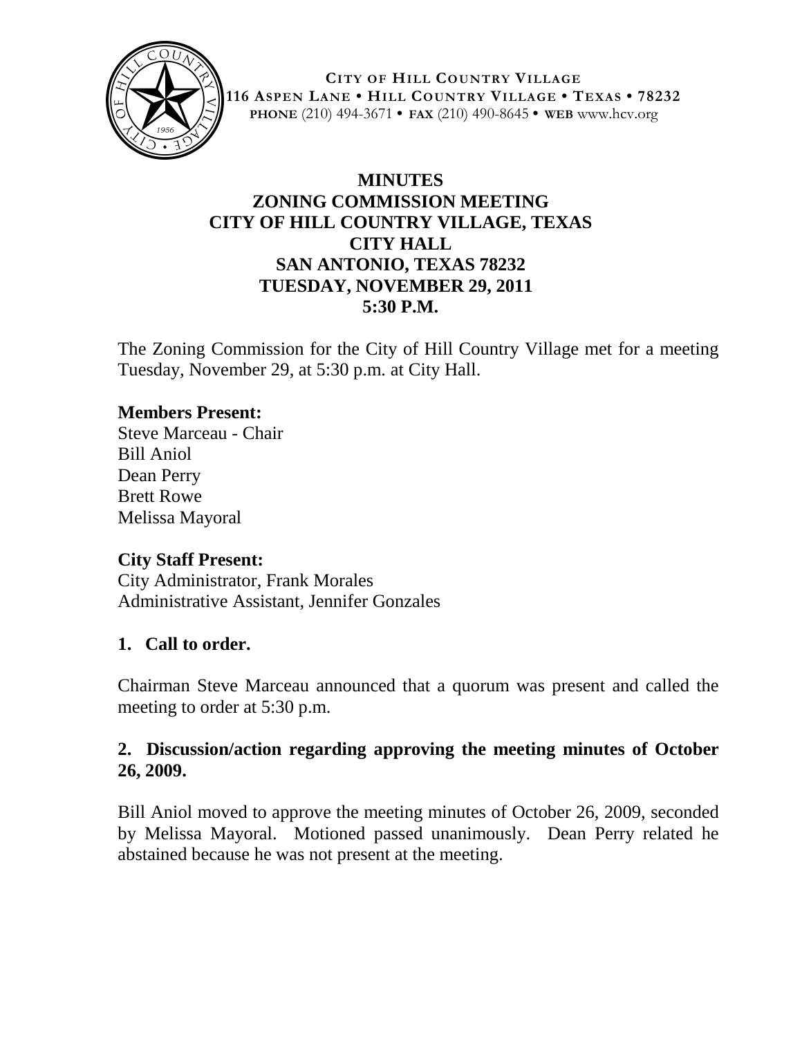**CITY OF HILL COUNTRY VILLAGE**
**116 ASPEN LANE • HILL COUNTRY VILLAGE • TEXAS • 78232**
**PHONE** (210) 494-3671 • **FAX** (210) 490-8645 • **WEB** www.hcv.org

# MINUTES
## ZONING COMMISSION MEETING
## CITY OF HILL COUNTRY VILLAGE, TEXAS
## CITY HALL
## SAN ANTONIO, TEXAS 78232
## TUESDAY, NOVEMBER 29, 2011
## 5:30 P.M.

The Zoning Commission for the City of Hill Country Village met for a meeting Tuesday, November 29, at 5:30 p.m. at City Hall.

**Members Present:**
Steve Marceau - Chair
Bill Aniol
Dean Perry
Brett Rowe
Melissa Mayoral

**City Staff Present:**
City Administrator, Frank Morales
Administrative Assistant, Jennifer Gonzales

**1. Call to order.**

Chairman Steve Marceau announced that a quorum was present and called the meeting to order at 5:30 p.m.

**2. Discussion/action regarding approving the meeting minutes of October 26, 2009.**

Bill Aniol moved to approve the meeting minutes of October 26, 2009, seconded by Melissa Mayoral. Motioned passed unanimously. Dean Perry related he abstained because he was not present at the meeting.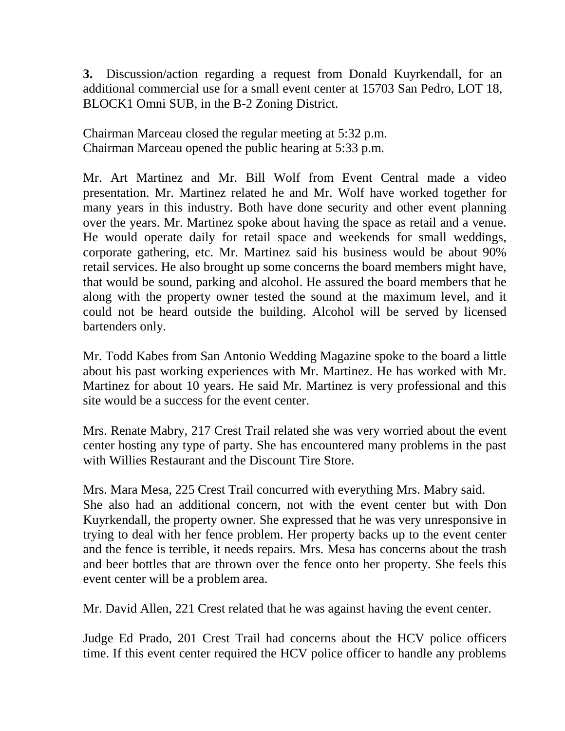**3.** Discussion/action regarding a request from Donald Kuyrkendall, for an additional commercial use for a small event center at 15703 San Pedro, LOT 18, BLOCK1 Omni SUB, in the B-2 Zoning District.

Chairman Marceau closed the regular meeting at 5:32 p.m.
Chairman Marceau opened the public hearing at 5:33 p.m.

Mr. Art Martinez and Mr. Bill Wolf from Event Central made a video presentation. Mr. Martinez related he and Mr. Wolf have worked together for many years in this industry. Both have done security and other event planning over the years. Mr. Martinez spoke about having the space as retail and a venue. He would operate daily for retail space and weekends for small weddings, corporate gathering, etc. Mr. Martinez said his business would be about 90% retail services. He also brought up some concerns the board members might have, that would be sound, parking and alcohol. He assured the board members that he along with the property owner tested the sound at the maximum level, and it could not be heard outside the building. Alcohol will be served by licensed bartenders only.

Mr. Todd Kabes from San Antonio Wedding Magazine spoke to the board a little about his past working experiences with Mr. Martinez. He has worked with Mr. Martinez for about 10 years. He said Mr. Martinez is very professional and this site would be a success for the event center.

Mrs. Renate Mabry, 217 Crest Trail related she was very worried about the event center hosting any type of party. She has encountered many problems in the past with Willies Restaurant and the Discount Tire Store.

Mrs. Mara Mesa, 225 Crest Trail concurred with everything Mrs. Mabry said. She also had an additional concern, not with the event center but with Don Kuyrkendall, the property owner. She expressed that he was very unresponsive in trying to deal with her fence problem. Her property backs up to the event center and the fence is terrible, it needs repairs. Mrs. Mesa has concerns about the trash and beer bottles that are thrown over the fence onto her property. She feels this event center will be a problem area.

Mr. David Allen, 221 Crest related that he was against having the event center.

Judge Ed Prado, 201 Crest Trail had concerns about the HCV police officers time. If this event center required the HCV police officer to handle any problems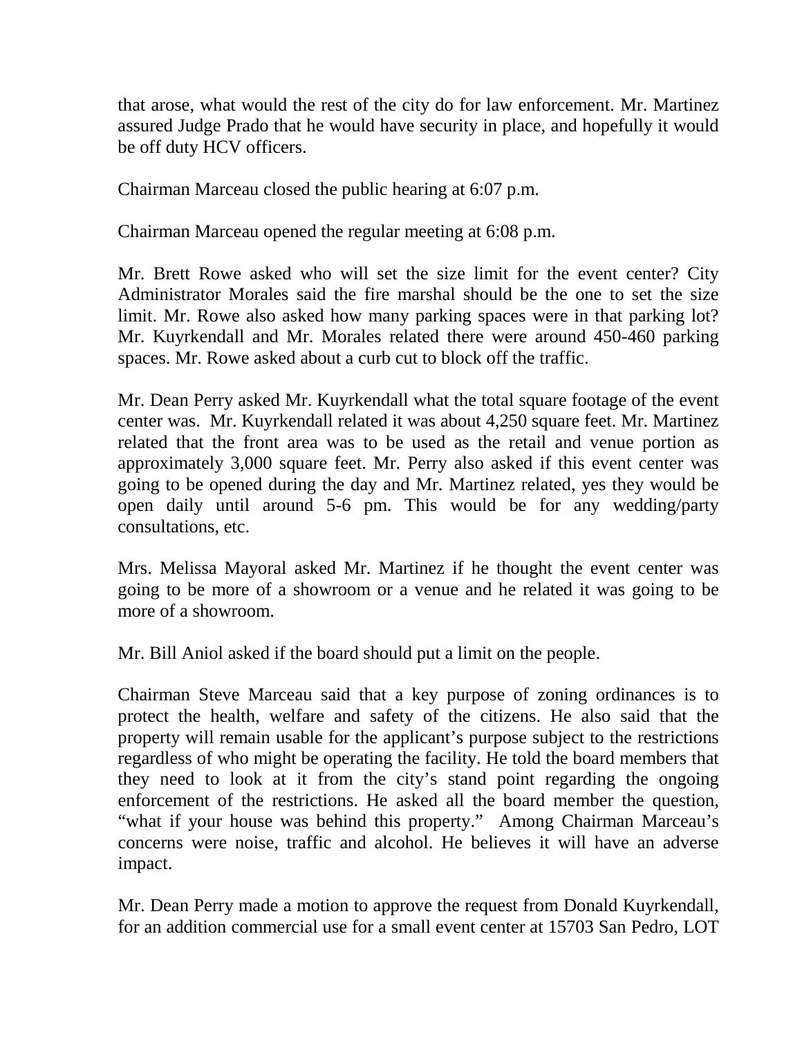that arose, what would the rest of the city do for law enforcement. Mr. Martinez assured Judge Prado that he would have security in place, and hopefully it would be off duty HCV officers.

Chairman Marceau closed the public hearing at 6:07 p.m.

Chairman Marceau opened the regular meeting at 6:08 p.m.

Mr. Brett Rowe asked who will set the size limit for the event center? City Administrator Morales said the fire marshal should be the one to set the size limit. Mr. Rowe also asked how many parking spaces were in that parking lot? Mr. Kuyrkendall and Mr. Morales related there were around 450-460 parking spaces. Mr. Rowe asked about a curb cut to block off the traffic.

Mr. Dean Perry asked Mr. Kuyrkendall what the total square footage of the event center was. Mr. Kuyrkendall related it was about 4,250 square feet. Mr. Martinez related that the front area was to be used as the retail and venue portion as approximately 3,000 square feet. Mr. Perry also asked if this event center was going to be opened during the day and Mr. Martinez related, yes they would be open daily until around 5-6 pm. This would be for any wedding/party consultations, etc.

Mrs. Melissa Mayoral asked Mr. Martinez if he thought the event center was going to be more of a showroom or a venue and he related it was going to be more of a showroom.

Mr. Bill Aniol asked if the board should put a limit on the people.

Chairman Steve Marceau said that a key purpose of zoning ordinances is to protect the health, welfare and safety of the citizens. He also said that the property will remain usable for the applicant's purpose subject to the restrictions regardless of who might be operating the facility. He told the board members that they need to look at it from the city's stand point regarding the ongoing enforcement of the restrictions. He asked all the board member the question, "what if your house was behind this property." Among Chairman Marceau's concerns were noise, traffic and alcohol. He believes it will have an adverse impact.

Mr. Dean Perry made a motion to approve the request from Donald Kuyrkendall, for an addition commercial use for a small event center at 15703 San Pedro, LOT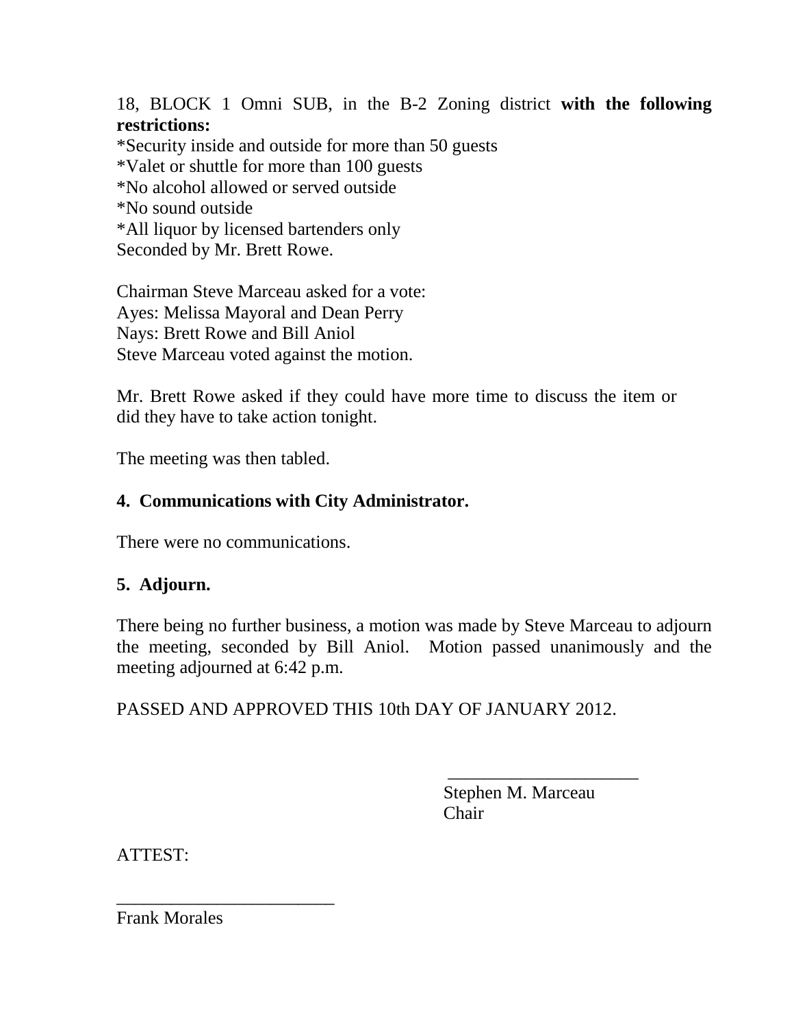18, BLOCK 1 Omni SUB, in the B-2 Zoning district **with the following restrictions:**
*Security inside and outside for more than 50 guests
*Valet or shuttle for more than 100 guests
*No alcohol allowed or served outside
*No sound outside
*All liquor by licensed bartenders only
Seconded by Mr. Brett Rowe.

Chairman Steve Marceau asked for a vote:
Ayes: Melissa Mayoral and Dean Perry
Nays: Brett Rowe and Bill Aniol
Steve Marceau voted against the motion.

Mr. Brett Rowe asked if they could have more time to discuss the item or did they have to take action tonight.

The meeting was then tabled.

**4. Communications with City Administrator.**

There were no communications.

**5. Adjourn.**

There being no further business, a motion was made by Steve Marceau to adjourn the meeting, seconded by Bill Aniol. Motion passed unanimously and the meeting adjourned at 6:42 p.m.

PASSED AND APPROVED THIS 10th DAY OF JANUARY 2012.

_____________________
Stephen M. Marceau
Chair

ATTEST:

________________________
Frank Morales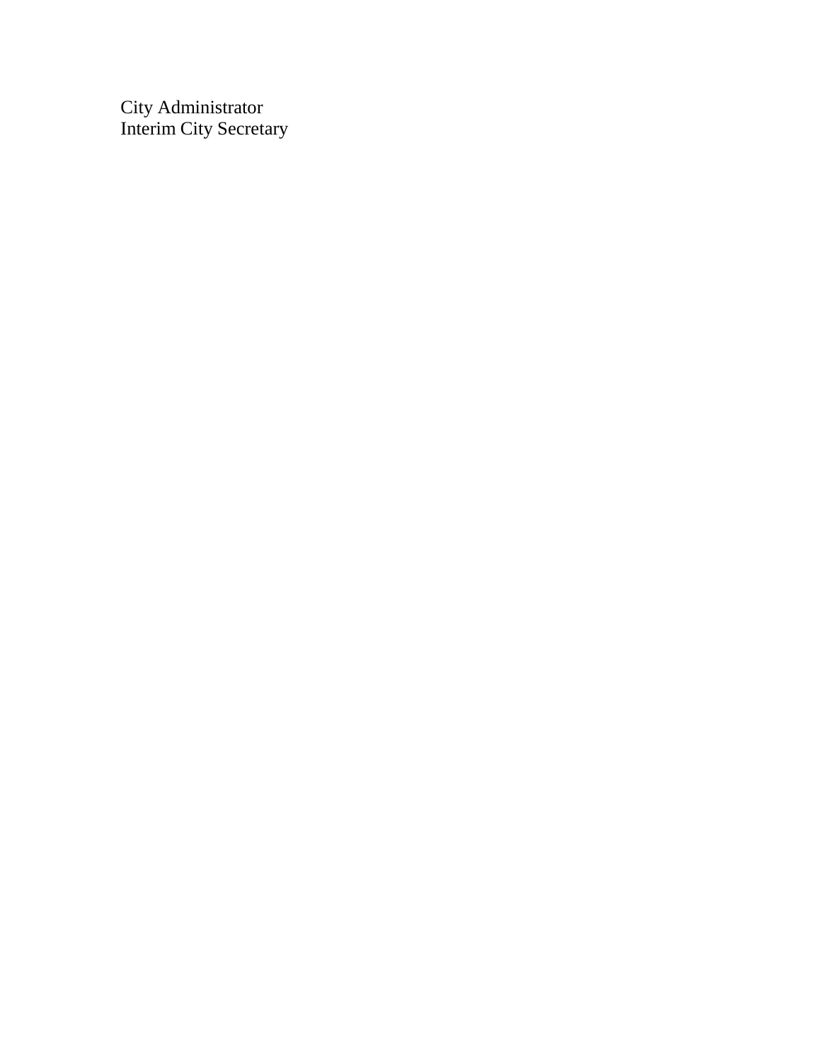City Administrator
Interim City Secretary